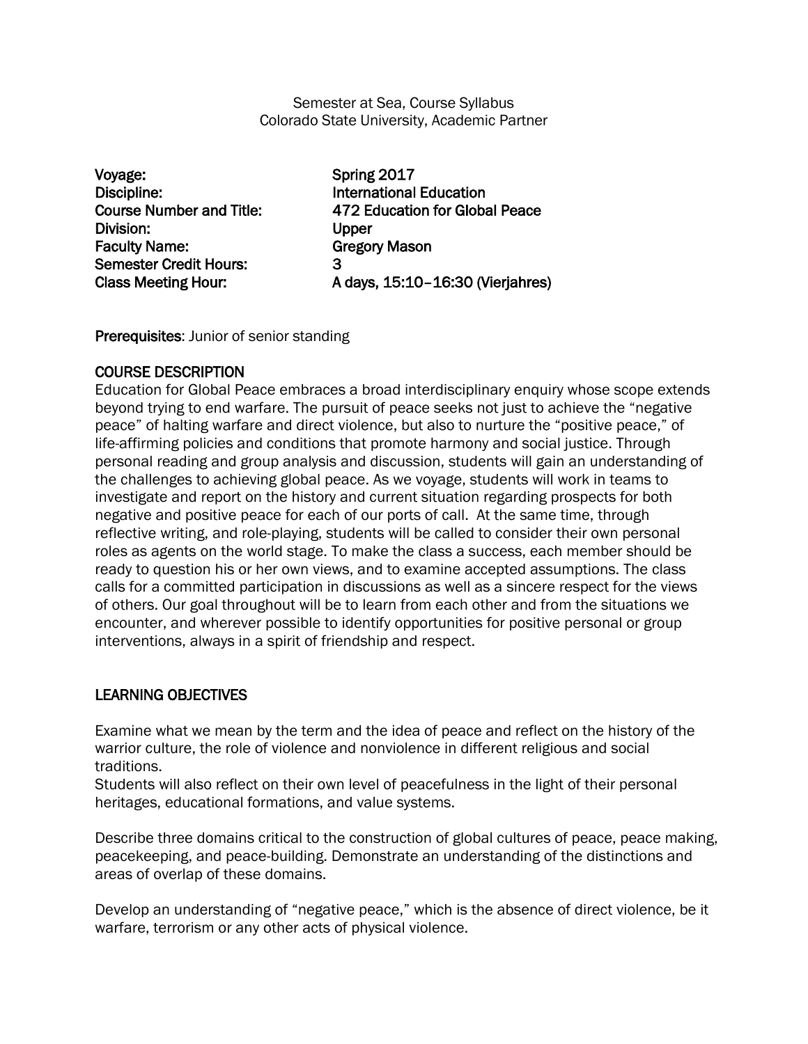Semester at Sea, Course Syllabus
Colorado State University, Academic Partner

| | |
|---|---|
| **Voyage:** | **Spring 2017** |
| **Discipline:** | **International Education** |
| **Course Number and Title:** | **472 Education for Global Peace** |
| **Division:** | **Upper** |
| **Faculty Name:** | **Gregory Mason** |
| **Semester Credit Hours:** | **3** |
| **Class Meeting Hour:** | **A days, 15:10–16:30 (Vierjahres)** |

**Prerequisites**: Junior of senior standing

## COURSE DESCRIPTION

Education for Global Peace embraces a broad interdisciplinary enquiry whose scope extends beyond trying to end warfare. The pursuit of peace seeks not just to achieve the "negative peace" of halting warfare and direct violence, but also to nurture the "positive peace," of life-affirming policies and conditions that promote harmony and social justice. Through personal reading and group analysis and discussion, students will gain an understanding of the challenges to achieving global peace. As we voyage, students will work in teams to investigate and report on the history and current situation regarding prospects for both negative and positive peace for each of our ports of call. At the same time, through reflective writing, and role-playing, students will be called to consider their own personal roles as agents on the world stage. To make the class a success, each member should be ready to question his or her own views, and to examine accepted assumptions. The class calls for a committed participation in discussions as well as a sincere respect for the views of others. Our goal throughout will be to learn from each other and from the situations we encounter, and wherever possible to identify opportunities for positive personal or group interventions, always in a spirit of friendship and respect.

## LEARNING OBJECTIVES

Examine what we mean by the term and the idea of peace and reflect on the history of the warrior culture, the role of violence and nonviolence in different religious and social traditions.
Students will also reflect on their own level of peacefulness in the light of their personal heritages, educational formations, and value systems.

Describe three domains critical to the construction of global cultures of peace, peace making, peacekeeping, and peace-building. Demonstrate an understanding of the distinctions and areas of overlap of these domains.

Develop an understanding of "negative peace," which is the absence of direct violence, be it warfare, terrorism or any other acts of physical violence.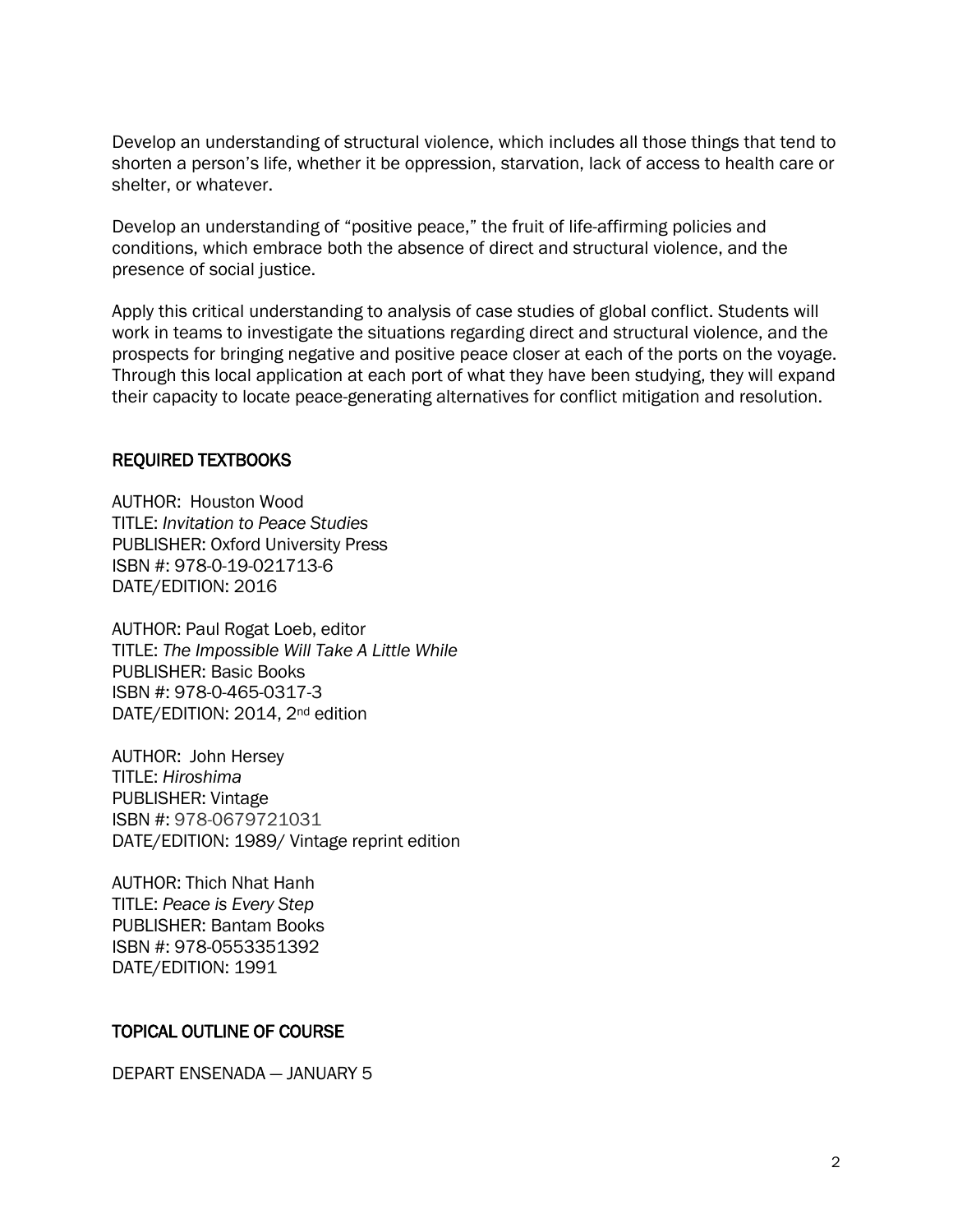Develop an understanding of structural violence, which includes all those things that tend to shorten a person's life, whether it be oppression, starvation, lack of access to health care or shelter, or whatever.

Develop an understanding of "positive peace," the fruit of life-affirming policies and conditions, which embrace both the absence of direct and structural violence, and the presence of social justice.

Apply this critical understanding to analysis of case studies of global conflict. Students will work in teams to investigate the situations regarding direct and structural violence, and the prospects for bringing negative and positive peace closer at each of the ports on the voyage. Through this local application at each port of what they have been studying, they will expand their capacity to locate peace-generating alternatives for conflict mitigation and resolution.

## REQUIRED TEXTBOOKS

AUTHOR: Houston Wood
TITLE: *Invitation to Peace Studies*
PUBLISHER: Oxford University Press
ISBN #: 978-0-19-021713-6
DATE/EDITION: 2016

AUTHOR: Paul Rogat Loeb, editor
TITLE: *The Impossible Will Take A Little While*
PUBLISHER: Basic Books
ISBN #: 978-0-465-0317-3
DATE/EDITION: 2014, 2nd edition

AUTHOR: John Hersey
TITLE: *Hiroshima*
PUBLISHER: Vintage
ISBN #: 978-0679721031
DATE/EDITION: 1989/ Vintage reprint edition

AUTHOR: Thich Nhat Hanh
TITLE: *Peace is Every Step*
PUBLISHER: Bantam Books
ISBN #: 978-0553351392
DATE/EDITION: 1991

## TOPICAL OUTLINE OF COURSE

DEPART ENSENADA — JANUARY 5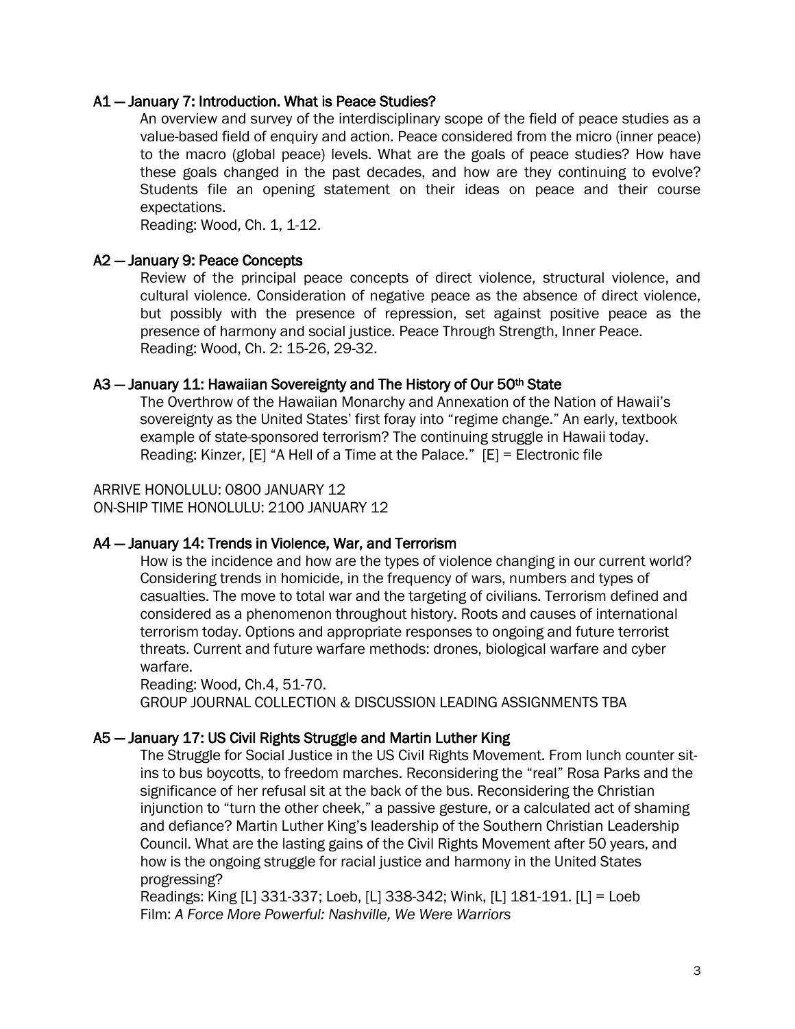### A1 — January 7: Introduction. What is Peace Studies?

An overview and survey of the interdisciplinary scope of the field of peace studies as a value-based field of enquiry and action. Peace considered from the micro (inner peace) to the macro (global peace) levels. What are the goals of peace studies? How have these goals changed in the past decades, and how are they continuing to evolve? Students file an opening statement on their ideas on peace and their course expectations.

Reading: Wood, Ch. 1, 1-12.

### A2 — January 9: Peace Concepts

Review of the principal peace concepts of direct violence, structural violence, and cultural violence. Consideration of negative peace as the absence of direct violence, but possibly with the presence of repression, set against positive peace as the presence of harmony and social justice. Peace Through Strength, Inner Peace.

Reading: Wood, Ch. 2: 15-26, 29-32.

### A3 — January 11: Hawaiian Sovereignty and The History of Our 50th State

The Overthrow of the Hawaiian Monarchy and Annexation of the Nation of Hawaii's sovereignty as the United States' first foray into "regime change." An early, textbook example of state-sponsored terrorism? The continuing struggle in Hawaii today.

Reading: Kinzer, [E] "A Hell of a Time at the Palace." [E] = Electronic file

ARRIVE HONOLULU: 0800 JANUARY 12
ON-SHIP TIME HONOLULU: 2100 JANUARY 12

### A4 — January 14: Trends in Violence, War, and Terrorism

How is the incidence and how are the types of violence changing in our current world? Considering trends in homicide, in the frequency of wars, numbers and types of casualties. The move to total war and the targeting of civilians. Terrorism defined and considered as a phenomenon throughout history. Roots and causes of international terrorism today. Options and appropriate responses to ongoing and future terrorist threats. Current and future warfare methods: drones, biological warfare and cyber warfare.

Reading: Wood, Ch.4, 51-70.

GROUP JOURNAL COLLECTION & DISCUSSION LEADING ASSIGNMENTS TBA

### A5 — January 17: US Civil Rights Struggle and Martin Luther King

The Struggle for Social Justice in the US Civil Rights Movement. From lunch counter sit-ins to bus boycotts, to freedom marches. Reconsidering the "real" Rosa Parks and the significance of her refusal sit at the back of the bus. Reconsidering the Christian injunction to "turn the other cheek," a passive gesture, or a calculated act of shaming and defiance? Martin Luther King's leadership of the Southern Christian Leadership Council. What are the lasting gains of the Civil Rights Movement after 50 years, and how is the ongoing struggle for racial justice and harmony in the United States progressing?

Readings: King [L] 331-337; Loeb, [L] 338-342; Wink, [L] 181-191. [L] = Loeb

Film: *A Force More Powerful: Nashville, We Were Warriors*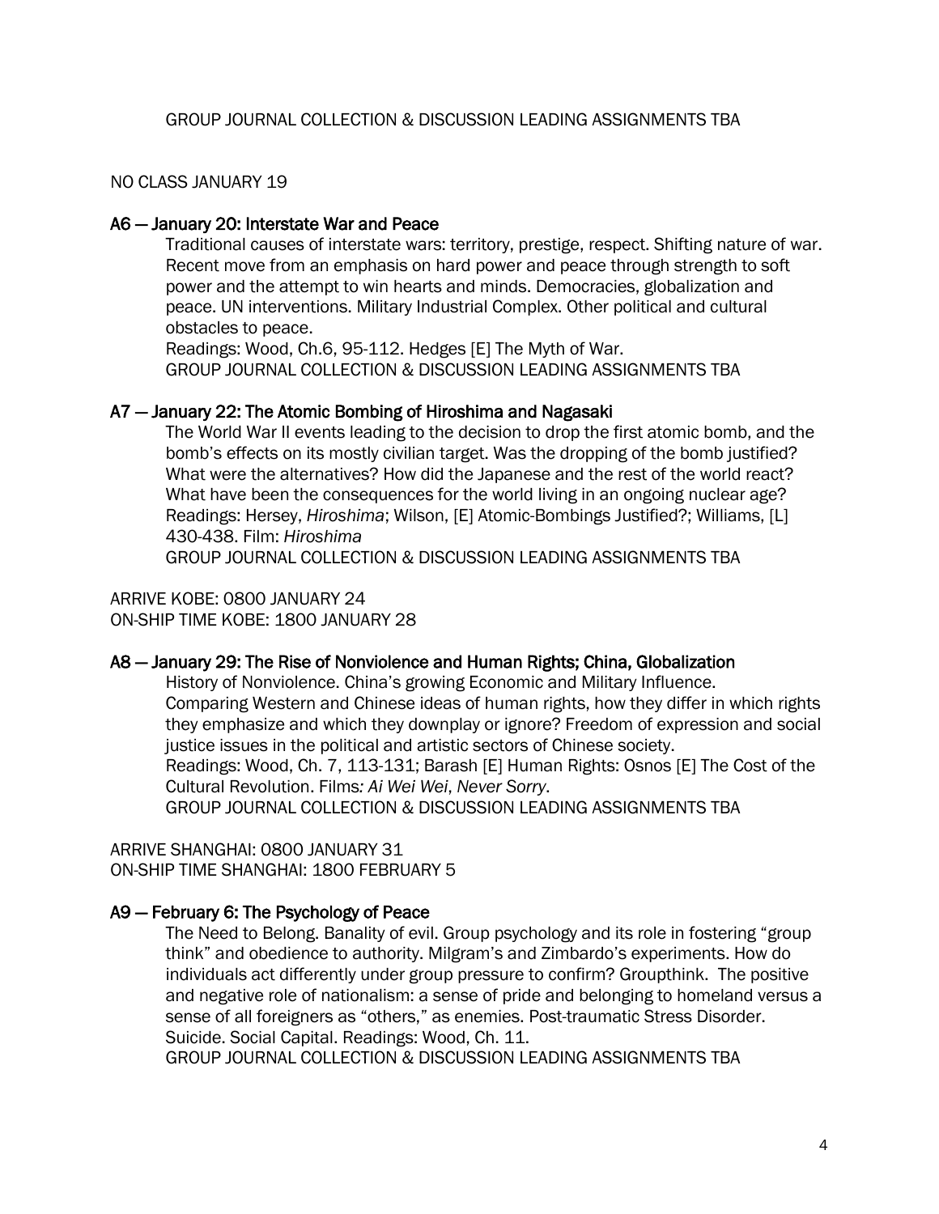GROUP JOURNAL COLLECTION & DISCUSSION LEADING ASSIGNMENTS TBA

NO CLASS JANUARY 19

### A6 — January 20: Interstate War and Peace

Traditional causes of interstate wars: territory, prestige, respect. Shifting nature of war. Recent move from an emphasis on hard power and peace through strength to soft power and the attempt to win hearts and minds. Democracies, globalization and peace. UN interventions. Military Industrial Complex. Other political and cultural obstacles to peace.
Readings: Wood, Ch.6, 95-112. Hedges [E] The Myth of War.
GROUP JOURNAL COLLECTION & DISCUSSION LEADING ASSIGNMENTS TBA

### A7 — January 22: The Atomic Bombing of Hiroshima and Nagasaki

The World War II events leading to the decision to drop the first atomic bomb, and the bomb's effects on its mostly civilian target. Was the dropping of the bomb justified? What were the alternatives? How did the Japanese and the rest of the world react? What have been the consequences for the world living in an ongoing nuclear age?
Readings: Hersey, *Hiroshima*; Wilson, [E] Atomic-Bombings Justified?; Williams, [L] 430-438. Film: *Hiroshima*
GROUP JOURNAL COLLECTION & DISCUSSION LEADING ASSIGNMENTS TBA

ARRIVE KOBE: 0800 JANUARY 24
ON-SHIP TIME KOBE: 1800 JANUARY 28

### A8 — January 29: The Rise of Nonviolence and Human Rights; China, Globalization

History of Nonviolence. China's growing Economic and Military Influence. Comparing Western and Chinese ideas of human rights, how they differ in which rights they emphasize and which they downplay or ignore? Freedom of expression and social justice issues in the political and artistic sectors of Chinese society.
Readings: Wood, Ch. 7, 113-131; Barash [E] Human Rights: Osnos [E] The Cost of the Cultural Revolution. Films*: Ai Wei Wei*, *Never Sorry*.
GROUP JOURNAL COLLECTION & DISCUSSION LEADING ASSIGNMENTS TBA

ARRIVE SHANGHAI: 0800 JANUARY 31
ON-SHIP TIME SHANGHAI: 1800 FEBRUARY 5

### A9 — February 6: The Psychology of Peace

The Need to Belong. Banality of evil. Group psychology and its role in fostering "group think" and obedience to authority. Milgram's and Zimbardo's experiments. How do individuals act differently under group pressure to confirm? Groupthink. The positive and negative role of nationalism: a sense of pride and belonging to homeland versus a sense of all foreigners as "others," as enemies. Post-traumatic Stress Disorder. Suicide. Social Capital. Readings: Wood, Ch. 11.
GROUP JOURNAL COLLECTION & DISCUSSION LEADING ASSIGNMENTS TBA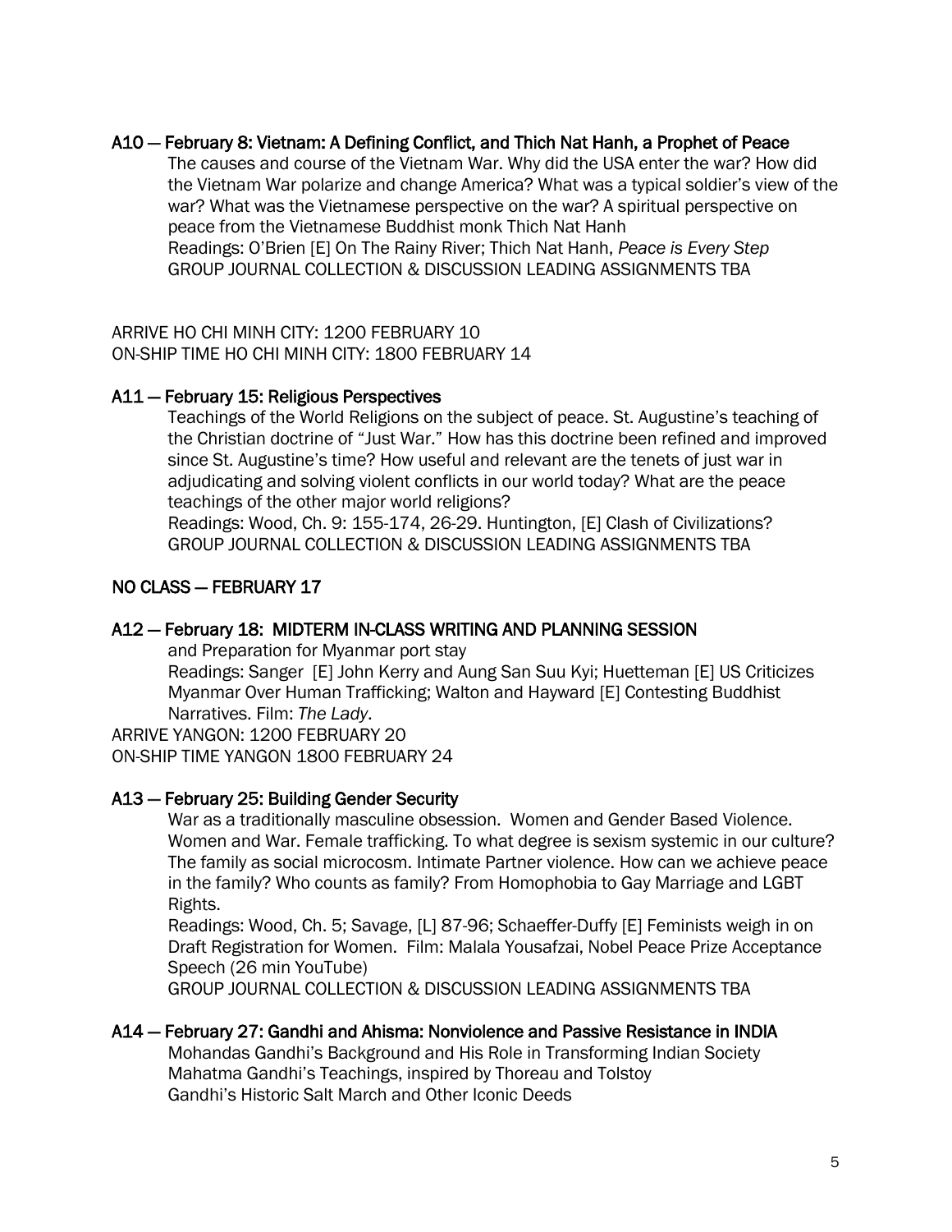### A10 — February 8: Vietnam: A Defining Conflict, and Thich Nat Hanh, a Prophet of Peace

The causes and course of the Vietnam War. Why did the USA enter the war? How did the Vietnam War polarize and change America? What was a typical soldier's view of the war? What was the Vietnamese perspective on the war? A spiritual perspective on peace from the Vietnamese Buddhist monk Thich Nat Hanh
Readings: O'Brien [E] On The Rainy River; Thich Nat Hanh, *Peace is Every Step*
GROUP JOURNAL COLLECTION & DISCUSSION LEADING ASSIGNMENTS TBA

ARRIVE HO CHI MINH CITY: 1200 FEBRUARY 10
ON-SHIP TIME HO CHI MINH CITY: 1800 FEBRUARY 14

### A11 — February 15: Religious Perspectives

Teachings of the World Religions on the subject of peace. St. Augustine's teaching of the Christian doctrine of "Just War." How has this doctrine been refined and improved since St. Augustine's time? How useful and relevant are the tenets of just war in adjudicating and solving violent conflicts in our world today? What are the peace teachings of the other major world religions?
Readings: Wood, Ch. 9: 155-174, 26-29. Huntington, [E] Clash of Civilizations?
GROUP JOURNAL COLLECTION & DISCUSSION LEADING ASSIGNMENTS TBA

### NO CLASS — FEBRUARY 17

### A12 — February 18: MIDTERM IN-CLASS WRITING AND PLANNING SESSION

and Preparation for Myanmar port stay
Readings: Sanger [E] John Kerry and Aung San Suu Kyi; Huetteman [E] US Criticizes Myanmar Over Human Trafficking; Walton and Hayward [E] Contesting Buddhist Narratives. Film: *The Lady*.

ARRIVE YANGON: 1200 FEBRUARY 20
ON-SHIP TIME YANGON 1800 FEBRUARY 24

### A13 — February 25: Building Gender Security

War as a traditionally masculine obsession. Women and Gender Based Violence. Women and War. Female trafficking. To what degree is sexism systemic in our culture? The family as social microcosm. Intimate Partner violence. How can we achieve peace in the family? Who counts as family? From Homophobia to Gay Marriage and LGBT Rights.
Readings: Wood, Ch. 5; Savage, [L] 87-96; Schaeffer-Duffy [E] Feminists weigh in on Draft Registration for Women. Film: Malala Yousafzai, Nobel Peace Prize Acceptance Speech (26 min YouTube)
GROUP JOURNAL COLLECTION & DISCUSSION LEADING ASSIGNMENTS TBA

### A14 — February 27: Gandhi and Ahisma: Nonviolence and Passive Resistance in INDIA

Mohandas Gandhi's Background and His Role in Transforming Indian Society
Mahatma Gandhi's Teachings, inspired by Thoreau and Tolstoy
Gandhi's Historic Salt March and Other Iconic Deeds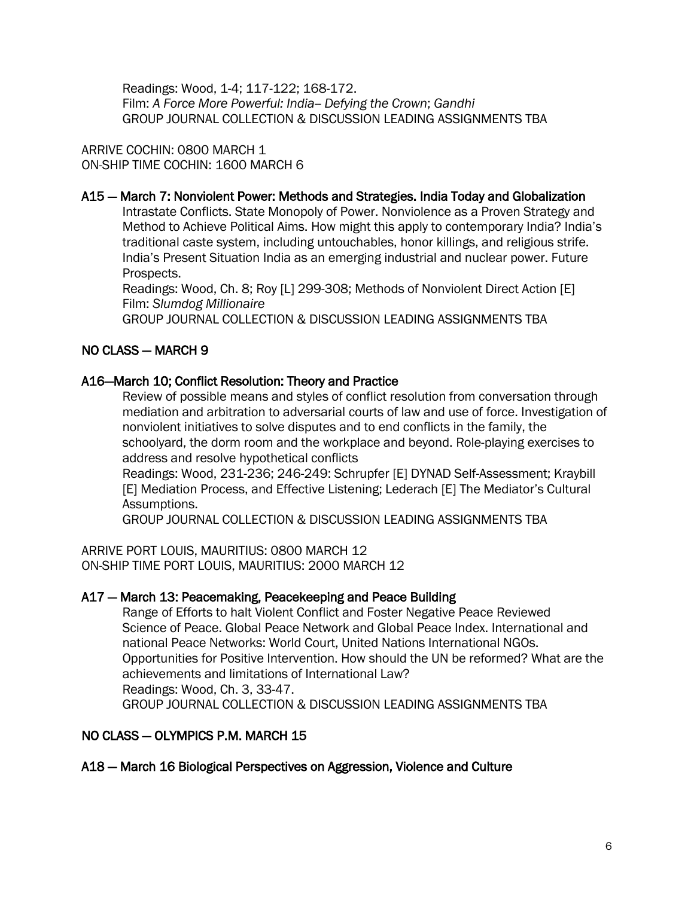Readings: Wood, 1-4; 117-122; 168-172.
Film: *A Force More Powerful: India– Defying the Crown*; *Gandhi*
GROUP JOURNAL COLLECTION & DISCUSSION LEADING ASSIGNMENTS TBA

ARRIVE COCHIN: 0800 MARCH 1
ON-SHIP TIME COCHIN: 1600 MARCH 6

### A15 — March 7: Nonviolent Power: Methods and Strategies. India Today and Globalization

Intrastate Conflicts. State Monopoly of Power. Nonviolence as a Proven Strategy and Method to Achieve Political Aims. How might this apply to contemporary India? India's traditional caste system, including untouchables, honor killings, and religious strife. India's Present Situation India as an emerging industrial and nuclear power. Future Prospects.
Readings: Wood, Ch. 8; Roy [L] 299-308; Methods of Nonviolent Direct Action [E]
Film: *Slumdog Millionaire*
GROUP JOURNAL COLLECTION & DISCUSSION LEADING ASSIGNMENTS TBA

### NO CLASS — MARCH 9

### A16—March 10; Conflict Resolution: Theory and Practice

Review of possible means and styles of conflict resolution from conversation through mediation and arbitration to adversarial courts of law and use of force. Investigation of nonviolent initiatives to solve disputes and to end conflicts in the family, the schoolyard, the dorm room and the workplace and beyond. Role-playing exercises to address and resolve hypothetical conflicts
Readings: Wood, 231-236; 246-249: Schrupfer [E] DYNAD Self-Assessment; Kraybill [E] Mediation Process, and Effective Listening; Lederach [E] The Mediator's Cultural Assumptions.
GROUP JOURNAL COLLECTION & DISCUSSION LEADING ASSIGNMENTS TBA

ARRIVE PORT LOUIS, MAURITIUS: 0800 MARCH 12
ON-SHIP TIME PORT LOUIS, MAURITIUS: 2000 MARCH 12

### A17 — March 13: Peacemaking, Peacekeeping and Peace Building

Range of Efforts to halt Violent Conflict and Foster Negative Peace Reviewed Science of Peace. Global Peace Network and Global Peace Index. International and national Peace Networks: World Court, United Nations International NGOs. Opportunities for Positive Intervention. How should the UN be reformed? What are the achievements and limitations of International Law?
Readings: Wood, Ch. 3, 33-47.
GROUP JOURNAL COLLECTION & DISCUSSION LEADING ASSIGNMENTS TBA

### NO CLASS — OLYMPICS P.M. MARCH 15

### A18 — March 16 Biological Perspectives on Aggression, Violence and Culture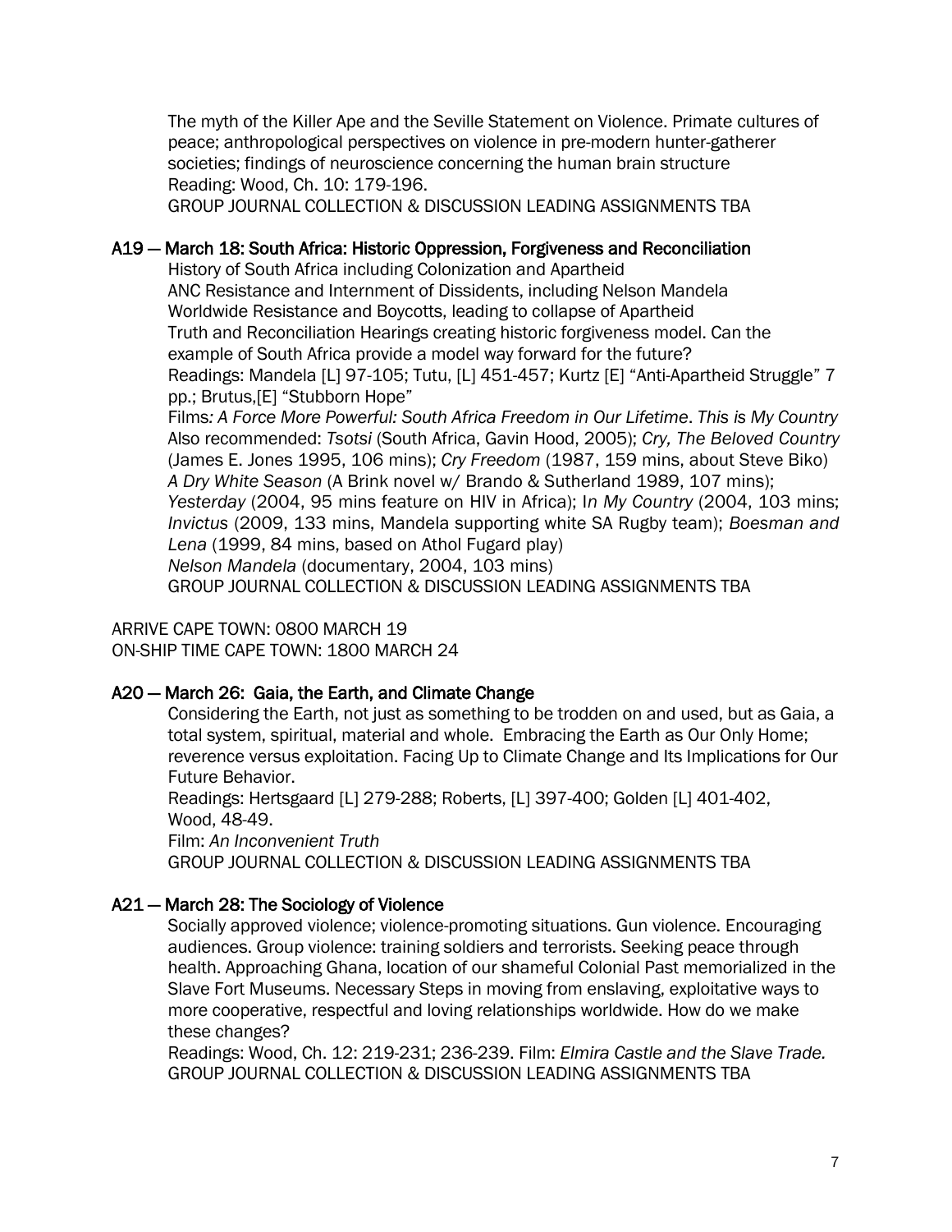The myth of the Killer Ape and the Seville Statement on Violence. Primate cultures of peace; anthropological perspectives on violence in pre-modern hunter-gatherer societies; findings of neuroscience concerning the human brain structure
Reading: Wood, Ch. 10: 179-196.
GROUP JOURNAL COLLECTION & DISCUSSION LEADING ASSIGNMENTS TBA

### A19 — March 18: South Africa: Historic Oppression, Forgiveness and Reconciliation

History of South Africa including Colonization and Apartheid
ANC Resistance and Internment of Dissidents, including Nelson Mandela
Worldwide Resistance and Boycotts, leading to collapse of Apartheid
Truth and Reconciliation Hearings creating historic forgiveness model. Can the example of South Africa provide a model way forward for the future?
Readings: Mandela [L] 97-105; Tutu, [L] 451-457; Kurtz [E] "Anti-Apartheid Struggle" 7 pp.; Brutus,[E] "Stubborn Hope"
Films*: A Force More Powerful: South Africa Freedom in Our Lifetime*. *This is My Country*
Also recommended: *Tsotsi* (South Africa, Gavin Hood, 2005); *Cry, The Beloved Country* (James E. Jones 1995, 106 mins); *Cry Freedom* (1987, 159 mins, about Steve Biko) *A Dry White Season* (A Brink novel w/ Brando & Sutherland 1989, 107 mins); *Yesterday* (2004, 95 mins feature on HIV in Africa); I*n My Country* (2004, 103 mins; *Invictus* (2009, 133 mins, Mandela supporting white SA Rugby team); *Boesman and Lena* (1999, 84 mins, based on Athol Fugard play)
*Nelson Mandela* (documentary, 2004, 103 mins)
GROUP JOURNAL COLLECTION & DISCUSSION LEADING ASSIGNMENTS TBA

ARRIVE CAPE TOWN: 0800 MARCH 19
ON-SHIP TIME CAPE TOWN: 1800 MARCH 24

### A20 — March 26: Gaia, the Earth, and Climate Change

Considering the Earth, not just as something to be trodden on and used, but as Gaia, a total system, spiritual, material and whole. Embracing the Earth as Our Only Home; reverence versus exploitation. Facing Up to Climate Change and Its Implications for Our Future Behavior.
Readings: Hertsgaard [L] 279-288; Roberts, [L] 397-400; Golden [L] 401-402, Wood, 48-49.
Film: *An Inconvenient Truth*
GROUP JOURNAL COLLECTION & DISCUSSION LEADING ASSIGNMENTS TBA

### A21 — March 28: The Sociology of Violence

Socially approved violence; violence-promoting situations. Gun violence. Encouraging audiences. Group violence: training soldiers and terrorists. Seeking peace through health. Approaching Ghana, location of our shameful Colonial Past memorialized in the Slave Fort Museums. Necessary Steps in moving from enslaving, exploitative ways to more cooperative, respectful and loving relationships worldwide. How do we make these changes?
Readings: Wood, Ch. 12: 219-231; 236-239. Film: *Elmira Castle and the Slave Trade.*
GROUP JOURNAL COLLECTION & DISCUSSION LEADING ASSIGNMENTS TBA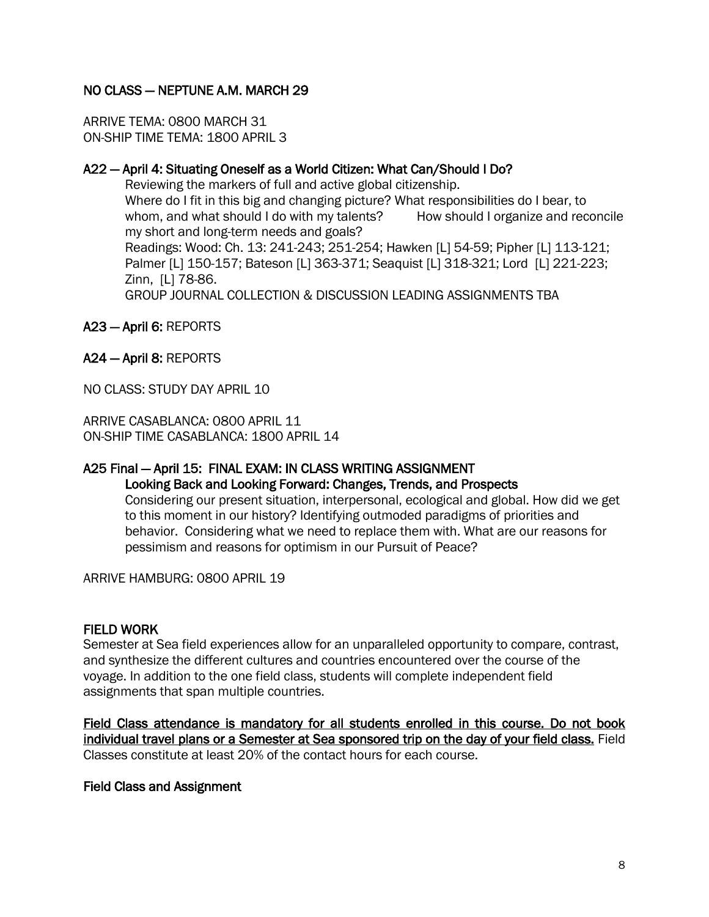**NO CLASS — NEPTUNE A.M. MARCH 29**

ARRIVE TEMA: 0800 MARCH 31
ON-SHIP TIME TEMA: 1800 APRIL 3

**A22 — April 4: Situating Oneself as a World Citizen: What Can/Should I Do?**

Reviewing the markers of full and active global citizenship.
Where do I fit in this big and changing picture? What responsibilities do I bear, to whom, and what should I do with my talents? How should I organize and reconcile my short and long-term needs and goals?
Readings: Wood: Ch. 13: 241-243; 251-254; Hawken [L] 54-59; Pipher [L] 113-121; Palmer [L] 150-157; Bateson [L] 363-371; Seaquist [L] 318-321; Lord [L] 221-223; Zinn, [L] 78-86.
GROUP JOURNAL COLLECTION & DISCUSSION LEADING ASSIGNMENTS TBA

**A23 — April 6:** REPORTS

**A24 — April 8:** REPORTS

NO CLASS: STUDY DAY APRIL 10

ARRIVE CASABLANCA: 0800 APRIL 11
ON-SHIP TIME CASABLANCA: 1800 APRIL 14

**A25 Final — April 15: FINAL EXAM: IN CLASS WRITING ASSIGNMENT**
**Looking Back and Looking Forward: Changes, Trends, and Prospects**

Considering our present situation, interpersonal, ecological and global. How did we get to this moment in our history? Identifying outmoded paradigms of priorities and behavior. Considering what we need to replace them with. What are our reasons for pessimism and reasons for optimism in our Pursuit of Peace?

ARRIVE HAMBURG: 0800 APRIL 19

## FIELD WORK

Semester at Sea field experiences allow for an unparalleled opportunity to compare, contrast, and synthesize the different cultures and countries encountered over the course of the voyage. In addition to the one field class, students will complete independent field assignments that span multiple countries.

Field Class attendance is mandatory for all students enrolled in this course. Do not book individual travel plans or a Semester at Sea sponsored trip on the day of your field class. Field Classes constitute at least 20% of the contact hours for each course.

### Field Class and Assignment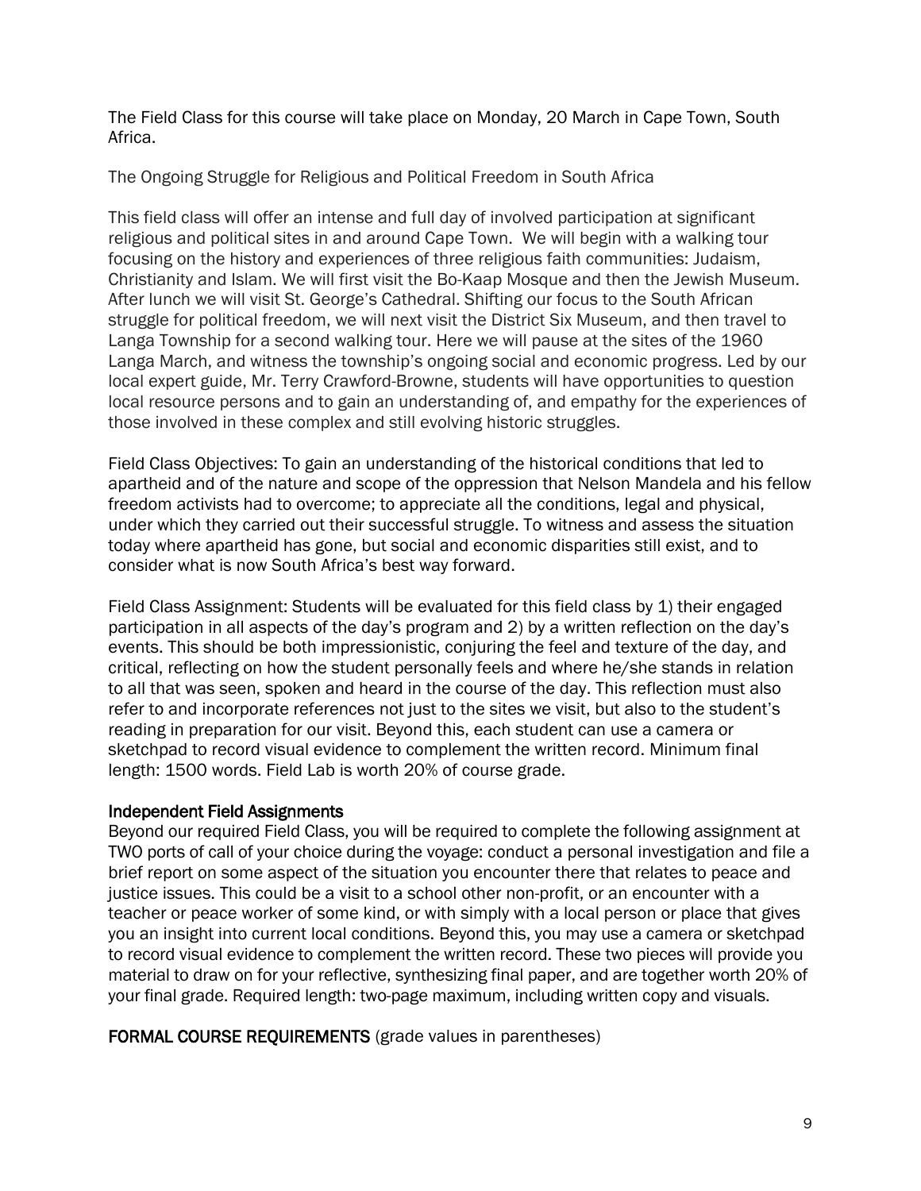The Field Class for this course will take place on Monday, 20 March in Cape Town, South Africa.

The Ongoing Struggle for Religious and Political Freedom in South Africa

This field class will offer an intense and full day of involved participation at significant religious and political sites in and around Cape Town. We will begin with a walking tour focusing on the history and experiences of three religious faith communities: Judaism, Christianity and Islam. We will first visit the Bo-Kaap Mosque and then the Jewish Museum. After lunch we will visit St. George's Cathedral. Shifting our focus to the South African struggle for political freedom, we will next visit the District Six Museum, and then travel to Langa Township for a second walking tour. Here we will pause at the sites of the 1960 Langa March, and witness the township's ongoing social and economic progress. Led by our local expert guide, Mr. Terry Crawford-Browne, students will have opportunities to question local resource persons and to gain an understanding of, and empathy for the experiences of those involved in these complex and still evolving historic struggles.

Field Class Objectives: To gain an understanding of the historical conditions that led to apartheid and of the nature and scope of the oppression that Nelson Mandela and his fellow freedom activists had to overcome; to appreciate all the conditions, legal and physical, under which they carried out their successful struggle. To witness and assess the situation today where apartheid has gone, but social and economic disparities still exist, and to consider what is now South Africa's best way forward.

Field Class Assignment: Students will be evaluated for this field class by 1) their engaged participation in all aspects of the day's program and 2) by a written reflection on the day's events. This should be both impressionistic, conjuring the feel and texture of the day, and critical, reflecting on how the student personally feels and where he/she stands in relation to all that was seen, spoken and heard in the course of the day. This reflection must also refer to and incorporate references not just to the sites we visit, but also to the student's reading in preparation for our visit. Beyond this, each student can use a camera or sketchpad to record visual evidence to complement the written record. Minimum final length: 1500 words. Field Lab is worth 20% of course grade.

**Independent Field Assignments**

Beyond our required Field Class, you will be required to complete the following assignment at TWO ports of call of your choice during the voyage: conduct a personal investigation and file a brief report on some aspect of the situation you encounter there that relates to peace and justice issues. This could be a visit to a school other non-profit, or an encounter with a teacher or peace worker of some kind, or with simply with a local person or place that gives you an insight into current local conditions. Beyond this, you may use a camera or sketchpad to record visual evidence to complement the written record. These two pieces will provide you material to draw on for your reflective, synthesizing final paper, and are together worth 20% of your final grade. Required length: two-page maximum, including written copy and visuals.

**FORMAL COURSE REQUIREMENTS** (grade values in parentheses)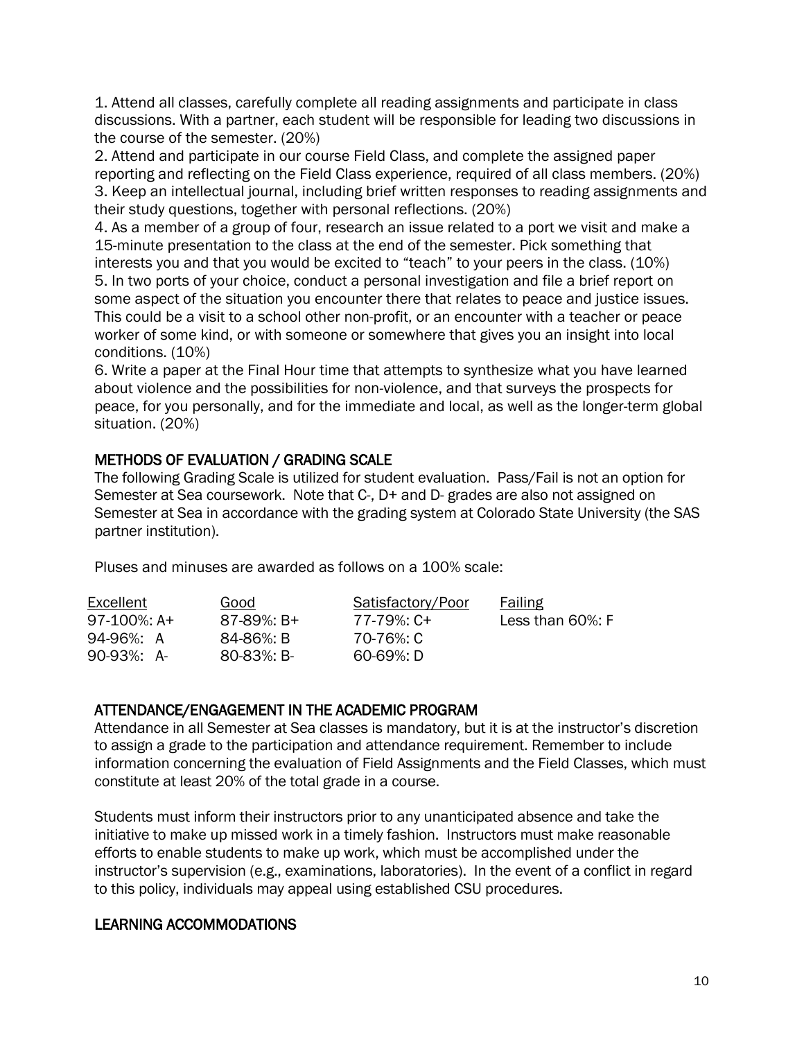1. Attend all classes, carefully complete all reading assignments and participate in class discussions. With a partner, each student will be responsible for leading two discussions in the course of the semester. (20%)
2. Attend and participate in our course Field Class, and complete the assigned paper reporting and reflecting on the Field Class experience, required of all class members. (20%)
3. Keep an intellectual journal, including brief written responses to reading assignments and their study questions, together with personal reflections. (20%)
4. As a member of a group of four, research an issue related to a port we visit and make a 15-minute presentation to the class at the end of the semester. Pick something that interests you and that you would be excited to "teach" to your peers in the class. (10%)
5. In two ports of your choice, conduct a personal investigation and file a brief report on some aspect of the situation you encounter there that relates to peace and justice issues. This could be a visit to a school other non-profit, or an encounter with a teacher or peace worker of some kind, or with someone or somewhere that gives you an insight into local conditions. (10%)
6. Write a paper at the Final Hour time that attempts to synthesize what you have learned about violence and the possibilities for non-violence, and that surveys the prospects for peace, for you personally, and for the immediate and local, as well as the longer-term global situation. (20%)

## METHODS OF EVALUATION / GRADING SCALE

The following Grading Scale is utilized for student evaluation. Pass/Fail is not an option for Semester at Sea coursework. Note that C-, D+ and D- grades are also not assigned on Semester at Sea in accordance with the grading system at Colorado State University (the SAS partner institution).

Pluses and minuses are awarded as follows on a 100% scale:

| Excellent | Good | Satisfactory/Poor | Failing |
|---|---|---|---|
| 97-100%: A+ | 87-89%: B+ | 77-79%: C+ | Less than 60%: F |
| 94-96%: A | 84-86%: B | 70-76%: C | |
| 90-93%: A- | 80-83%: B- | 60-69%: D | |

## ATTENDANCE/ENGAGEMENT IN THE ACADEMIC PROGRAM

Attendance in all Semester at Sea classes is mandatory, but it is at the instructor's discretion to assign a grade to the participation and attendance requirement. Remember to include information concerning the evaluation of Field Assignments and the Field Classes, which must constitute at least 20% of the total grade in a course.

Students must inform their instructors prior to any unanticipated absence and take the initiative to make up missed work in a timely fashion. Instructors must make reasonable efforts to enable students to make up work, which must be accomplished under the instructor's supervision (e.g., examinations, laboratories). In the event of a conflict in regard to this policy, individuals may appeal using established CSU procedures.

## LEARNING ACCOMMODATIONS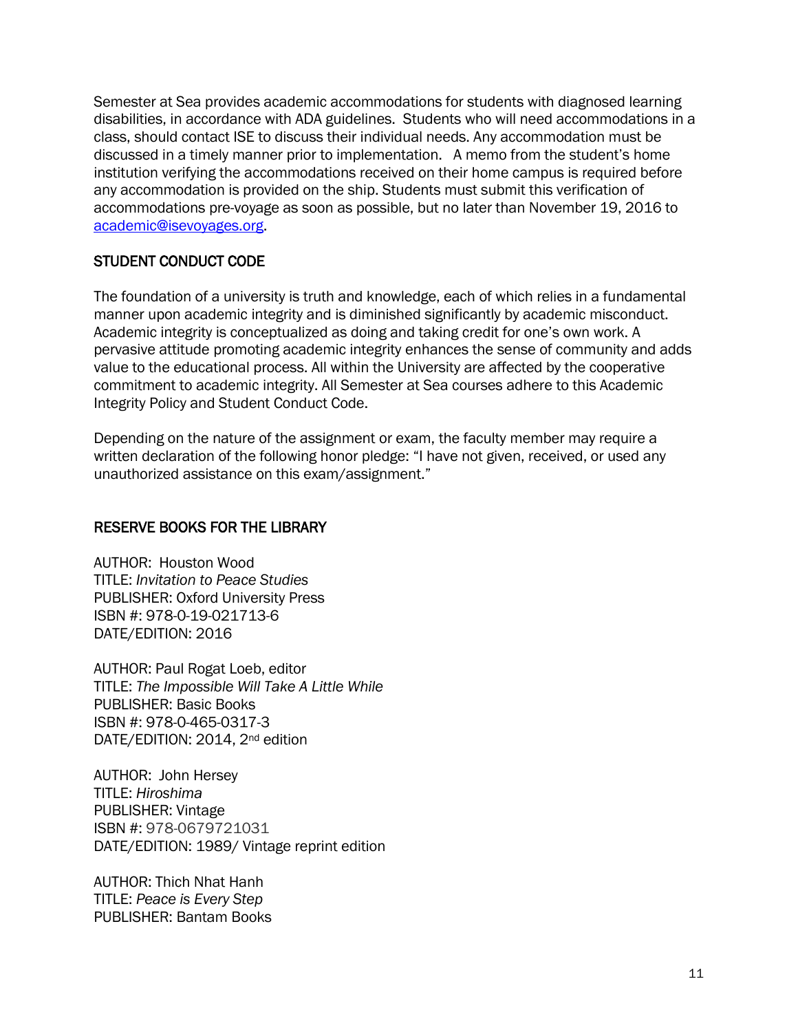Semester at Sea provides academic accommodations for students with diagnosed learning disabilities, in accordance with ADA guidelines. Students who will need accommodations in a class, should contact ISE to discuss their individual needs. Any accommodation must be discussed in a timely manner prior to implementation. A memo from the student's home institution verifying the accommodations received on their home campus is required before any accommodation is provided on the ship. Students must submit this verification of accommodations pre-voyage as soon as possible, but no later than November 19, 2016 to [academic@isevoyages.org](mailto:academic@isevoyages.org).

## STUDENT CONDUCT CODE

The foundation of a university is truth and knowledge, each of which relies in a fundamental manner upon academic integrity and is diminished significantly by academic misconduct. Academic integrity is conceptualized as doing and taking credit for one's own work. A pervasive attitude promoting academic integrity enhances the sense of community and adds value to the educational process. All within the University are affected by the cooperative commitment to academic integrity. All Semester at Sea courses adhere to this Academic Integrity Policy and Student Conduct Code.

Depending on the nature of the assignment or exam, the faculty member may require a written declaration of the following honor pledge: "I have not given, received, or used any unauthorized assistance on this exam/assignment."

## RESERVE BOOKS FOR THE LIBRARY

AUTHOR: Houston Wood
TITLE: *Invitation to Peace Studies*
PUBLISHER: Oxford University Press
ISBN #: 978-0-19-021713-6
DATE/EDITION: 2016

AUTHOR: Paul Rogat Loeb, editor
TITLE: *The Impossible Will Take A Little While*
PUBLISHER: Basic Books
ISBN #: 978-0-465-0317-3
DATE/EDITION: 2014, 2nd edition

AUTHOR: John Hersey
TITLE: *Hiroshima*
PUBLISHER: Vintage
ISBN #: 978-0679721031
DATE/EDITION: 1989/ Vintage reprint edition

AUTHOR: Thich Nhat Hanh
TITLE: *Peace is Every Step*
PUBLISHER: Bantam Books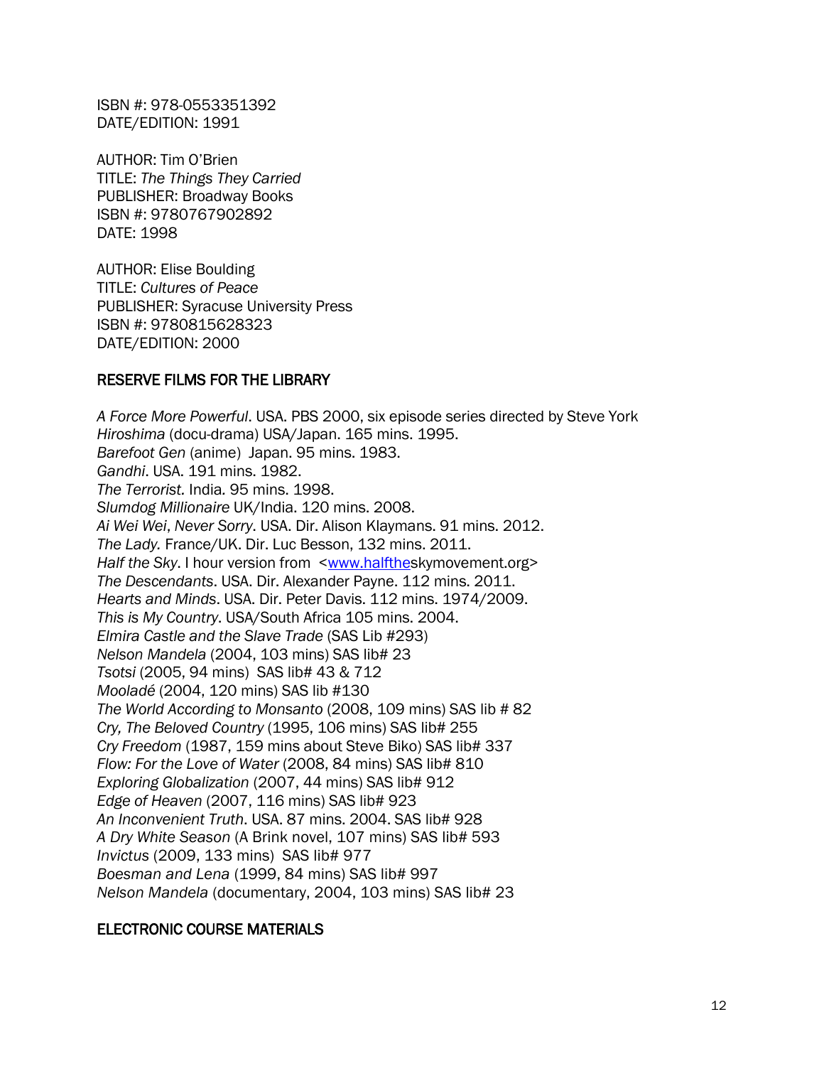ISBN #: 978-0553351392
DATE/EDITION: 1991

AUTHOR: Tim O'Brien
TITLE: *The Things They Carried*
PUBLISHER: Broadway Books
ISBN #: 9780767902892
DATE: 1998

AUTHOR: Elise Boulding
TITLE: *Cultures of Peace*
PUBLISHER: Syracuse University Press
ISBN #: 9780815628323
DATE/EDITION: 2000

## RESERVE FILMS FOR THE LIBRARY

*A Force More Powerful*. USA. PBS 2000, six episode series directed by Steve York
*Hiroshima* (docu-drama) USA/Japan. 165 mins. 1995.
*Barefoot Gen* (anime) Japan. 95 mins. 1983.
*Gandhi*. USA. 191 mins. 1982.
*The Terrorist.* India. 95 mins. 1998.
*Slumdog Millionaire* UK/India. 120 mins. 2008.
*Ai Wei Wei*, *Never Sorry*. USA. Dir. Alison Klaymans. 91 mins. 2012.
*The Lady.* France/UK. Dir. Luc Besson, 132 mins. 2011.
*Half the Sky*. I hour version from <www.halftheskymovement.org>
*The Descendants*. USA. Dir. Alexander Payne. 112 mins. 2011.
*Hearts and Minds*. USA. Dir. Peter Davis. 112 mins. 1974/2009.
*This is My Country*. USA/South Africa 105 mins. 2004.
*Elmira Castle and the Slave Trade* (SAS Lib #293)
*Nelson Mandela* (2004, 103 mins) SAS lib# 23
*Tsotsi* (2005, 94 mins) SAS lib# 43 & 712
*Mooladé* (2004, 120 mins) SAS lib #130
*The World According to Monsanto* (2008, 109 mins) SAS lib # 82
*Cry, The Beloved Country* (1995, 106 mins) SAS lib# 255
*Cry Freedom* (1987, 159 mins about Steve Biko) SAS lib# 337
*Flow: For the Love of Water* (2008, 84 mins) SAS lib# 810
*Exploring Globalization* (2007, 44 mins) SAS lib# 912
*Edge of Heaven* (2007, 116 mins) SAS lib# 923
*An Inconvenient Truth*. USA. 87 mins. 2004. SAS lib# 928
*A Dry White Season* (A Brink novel, 107 mins) SAS lib# 593
*Invictus* (2009, 133 mins) SAS lib# 977
*Boesman and Lena* (1999, 84 mins) SAS lib# 997
*Nelson Mandela* (documentary, 2004, 103 mins) SAS lib# 23

## ELECTRONIC COURSE MATERIALS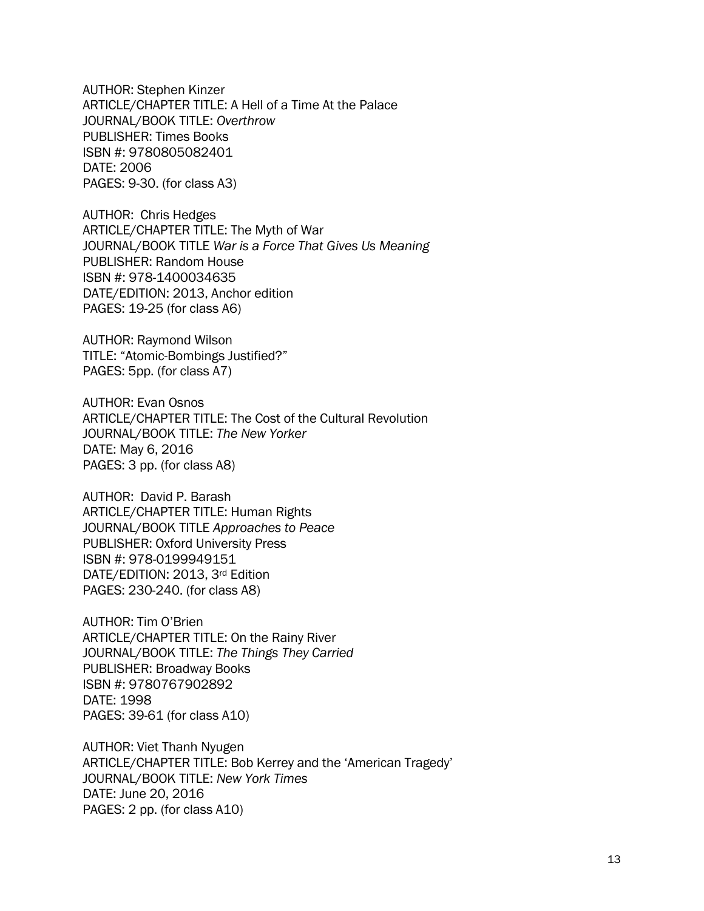AUTHOR: Stephen Kinzer
ARTICLE/CHAPTER TITLE: A Hell of a Time At the Palace
JOURNAL/BOOK TITLE: *Overthrow*
PUBLISHER: Times Books
ISBN #: 9780805082401
DATE: 2006
PAGES: 9-30. (for class A3)

AUTHOR: Chris Hedges
ARTICLE/CHAPTER TITLE: The Myth of War
JOURNAL/BOOK TITLE *War is a Force That Gives Us Meaning*
PUBLISHER: Random House
ISBN #: 978-1400034635
DATE/EDITION: 2013, Anchor edition
PAGES: 19-25 (for class A6)

AUTHOR: Raymond Wilson
TITLE: "Atomic-Bombings Justified?"
PAGES: 5pp. (for class A7)

AUTHOR: Evan Osnos
ARTICLE/CHAPTER TITLE: The Cost of the Cultural Revolution
JOURNAL/BOOK TITLE: *The New Yorker*
DATE: May 6, 2016
PAGES: 3 pp. (for class A8)

AUTHOR: David P. Barash
ARTICLE/CHAPTER TITLE: Human Rights
JOURNAL/BOOK TITLE *Approaches to Peace*
PUBLISHER: Oxford University Press
ISBN #: 978-0199949151
DATE/EDITION: 2013, 3rd Edition
PAGES: 230-240. (for class A8)

AUTHOR: Tim O'Brien
ARTICLE/CHAPTER TITLE: On the Rainy River
JOURNAL/BOOK TITLE: *The Things They Carried*
PUBLISHER: Broadway Books
ISBN #: 9780767902892
DATE: 1998
PAGES: 39-61 (for class A10)

AUTHOR: Viet Thanh Nyugen
ARTICLE/CHAPTER TITLE: Bob Kerrey and the 'American Tragedy'
JOURNAL/BOOK TITLE: *New York Times*
DATE: June 20, 2016
PAGES: 2 pp. (for class A10)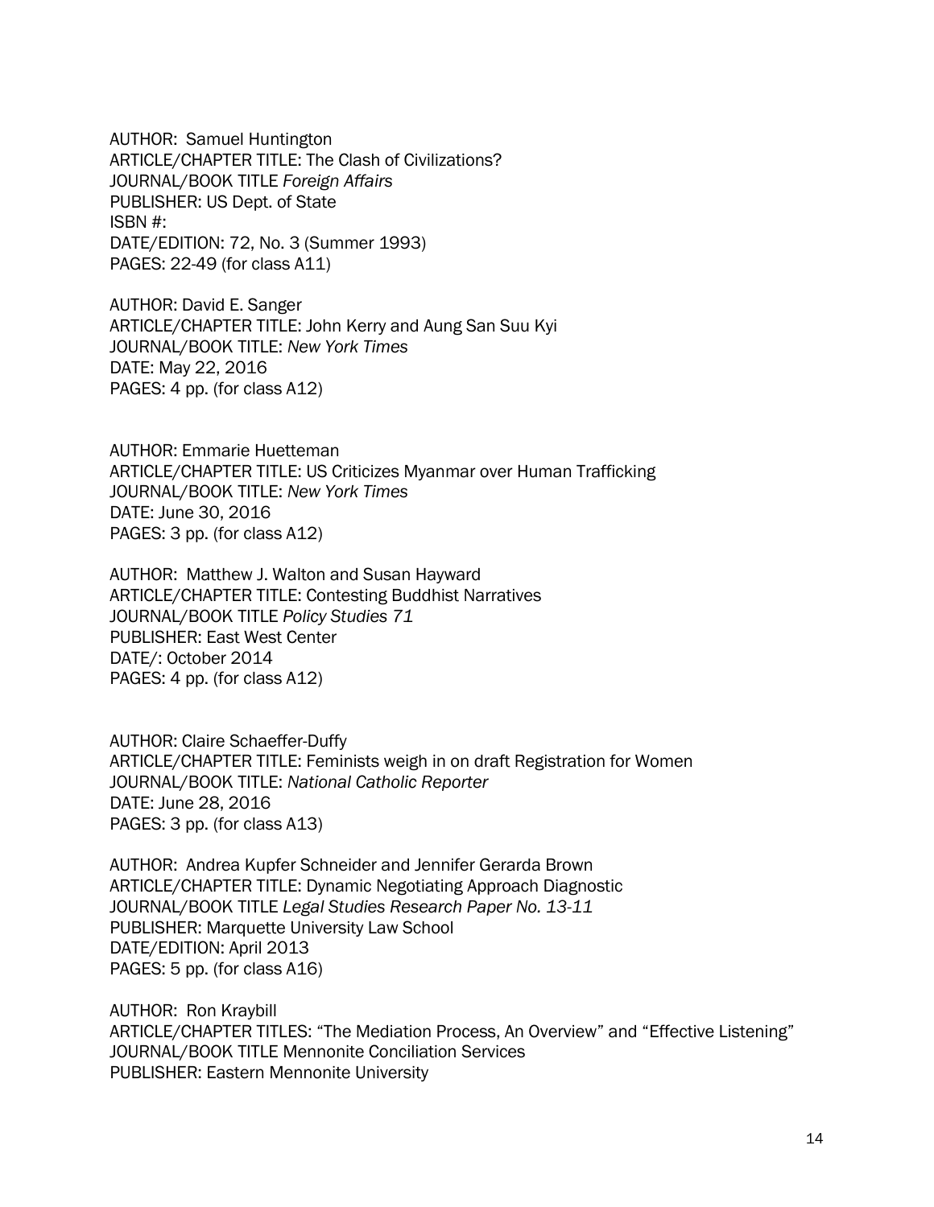AUTHOR: Samuel Huntington
ARTICLE/CHAPTER TITLE: The Clash of Civilizations?
JOURNAL/BOOK TITLE *Foreign Affairs*
PUBLISHER: US Dept. of State
ISBN #:
DATE/EDITION: 72, No. 3 (Summer 1993)
PAGES: 22-49 (for class A11)

AUTHOR: David E. Sanger
ARTICLE/CHAPTER TITLE: John Kerry and Aung San Suu Kyi
JOURNAL/BOOK TITLE: *New York Times*
DATE: May 22, 2016
PAGES: 4 pp. (for class A12)

AUTHOR: Emmarie Huetteman
ARTICLE/CHAPTER TITLE: US Criticizes Myanmar over Human Trafficking
JOURNAL/BOOK TITLE: *New York Times*
DATE: June 30, 2016
PAGES: 3 pp. (for class A12)

AUTHOR: Matthew J. Walton and Susan Hayward
ARTICLE/CHAPTER TITLE: Contesting Buddhist Narratives
JOURNAL/BOOK TITLE *Policy Studies 71*
PUBLISHER: East West Center
DATE/: October 2014
PAGES: 4 pp. (for class A12)

AUTHOR: Claire Schaeffer-Duffy
ARTICLE/CHAPTER TITLE: Feminists weigh in on draft Registration for Women
JOURNAL/BOOK TITLE: *National Catholic Reporter*
DATE: June 28, 2016
PAGES: 3 pp. (for class A13)

AUTHOR: Andrea Kupfer Schneider and Jennifer Gerarda Brown
ARTICLE/CHAPTER TITLE: Dynamic Negotiating Approach Diagnostic
JOURNAL/BOOK TITLE *Legal Studies Research Paper No. 13-11*
PUBLISHER: Marquette University Law School
DATE/EDITION: April 2013
PAGES: 5 pp. (for class A16)

AUTHOR: Ron Kraybill
ARTICLE/CHAPTER TITLES: "The Mediation Process, An Overview" and "Effective Listening"
JOURNAL/BOOK TITLE Mennonite Conciliation Services
PUBLISHER: Eastern Mennonite University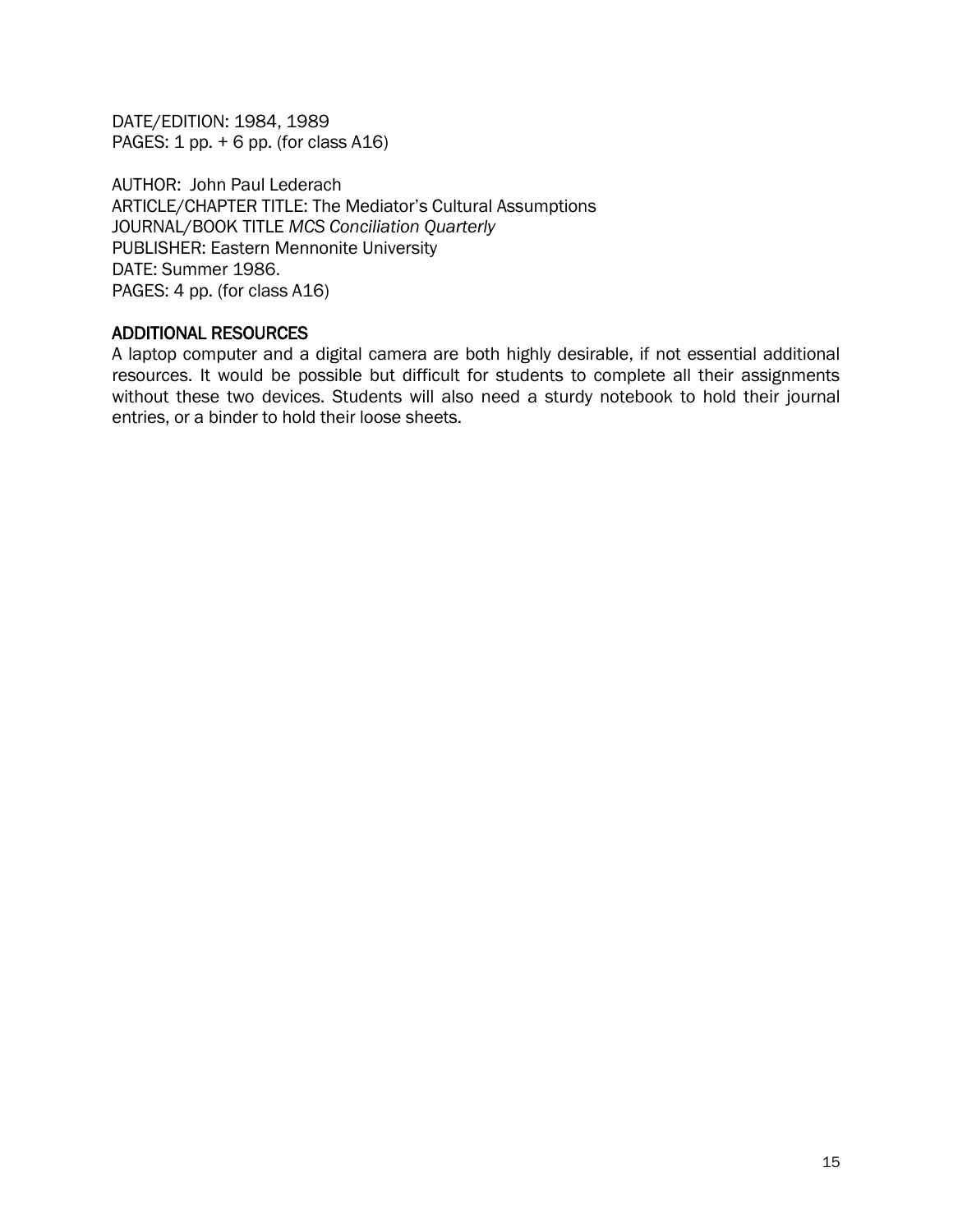DATE/EDITION: 1984, 1989
PAGES: 1 pp. + 6 pp. (for class A16)

AUTHOR: John Paul Lederach
ARTICLE/CHAPTER TITLE: The Mediator's Cultural Assumptions
JOURNAL/BOOK TITLE *MCS Conciliation Quarterly*
PUBLISHER: Eastern Mennonite University
DATE: Summer 1986.
PAGES: 4 pp. (for class A16)

## ADDITIONAL RESOURCES

A laptop computer and a digital camera are both highly desirable, if not essential additional resources. It would be possible but difficult for students to complete all their assignments without these two devices. Students will also need a sturdy notebook to hold their journal entries, or a binder to hold their loose sheets.